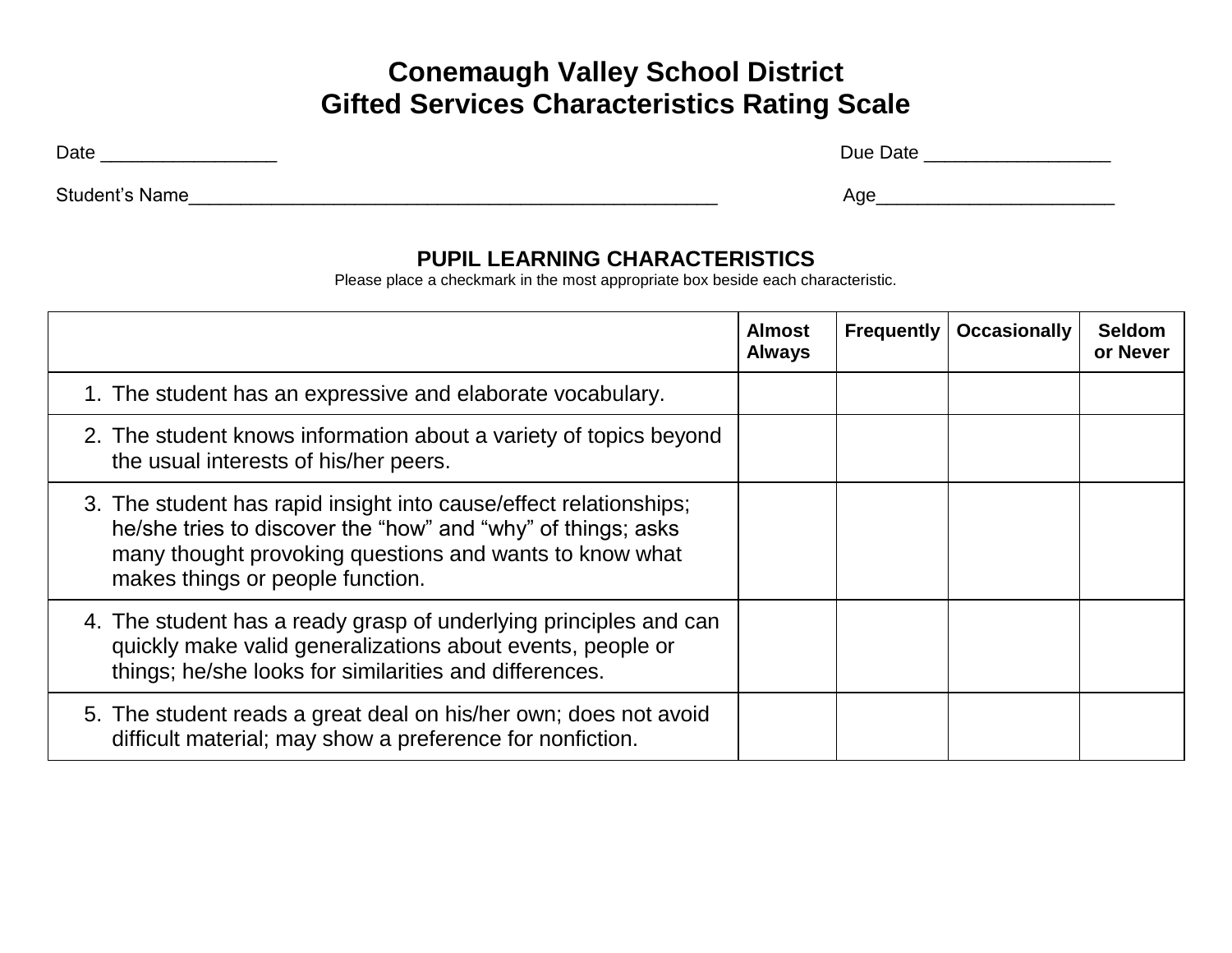# Conemaugh Valley School District
# Gifted Services Characteristics Rating Scale

Date _________________ Due Date __________________

Student's Name_____________________________________________________ Age________________________

## PUPIL LEARNING CHARACTERISTICS

Please place a checkmark in the most appropriate box beside each characteristic.

| | Almost Always | Frequently | Occasionally | Seldom or Never |
|---|---|---|---|---|
| 1. The student has an expressive and elaborate vocabulary. | | | | |
| 2. The student knows information about a variety of topics beyond the usual interests of his/her peers. | | | | |
| 3. The student has rapid insight into cause/effect relationships; he/she tries to discover the "how" and "why" of things; asks many thought provoking questions and wants to know what makes things or people function. | | | | |
| 4. The student has a ready grasp of underlying principles and can quickly make valid generalizations about events, people or things; he/she looks for similarities and differences. | | | | |
| 5. The student reads a great deal on his/her own; does not avoid difficult material; may show a preference for nonfiction. | | | | |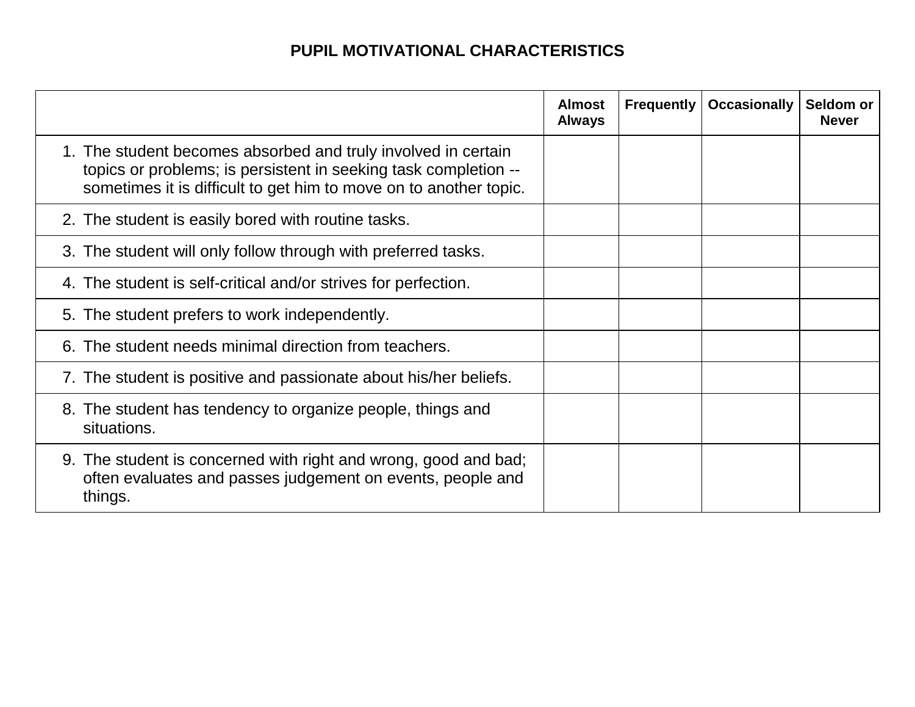## PUPIL MOTIVATIONAL CHARACTERISTICS

| | Almost Always | Frequently | Occasionally | Seldom or Never |
|---|---|---|---|---|
| 1. The student becomes absorbed and truly involved in certain topics or problems; is persistent in seeking task completion -- sometimes it is difficult to get him to move on to another topic. | | | | |
| 2. The student is easily bored with routine tasks. | | | | |
| 3. The student will only follow through with preferred tasks. | | | | |
| 4. The student is self-critical and/or strives for perfection. | | | | |
| 5. The student prefers to work independently. | | | | |
| 6. The student needs minimal direction from teachers. | | | | |
| 7. The student is positive and passionate about his/her beliefs. | | | | |
| 8. The student has tendency to organize people, things and situations. | | | | |
| 9. The student is concerned with right and wrong, good and bad; often evaluates and passes judgement on events, people and things. | | | | |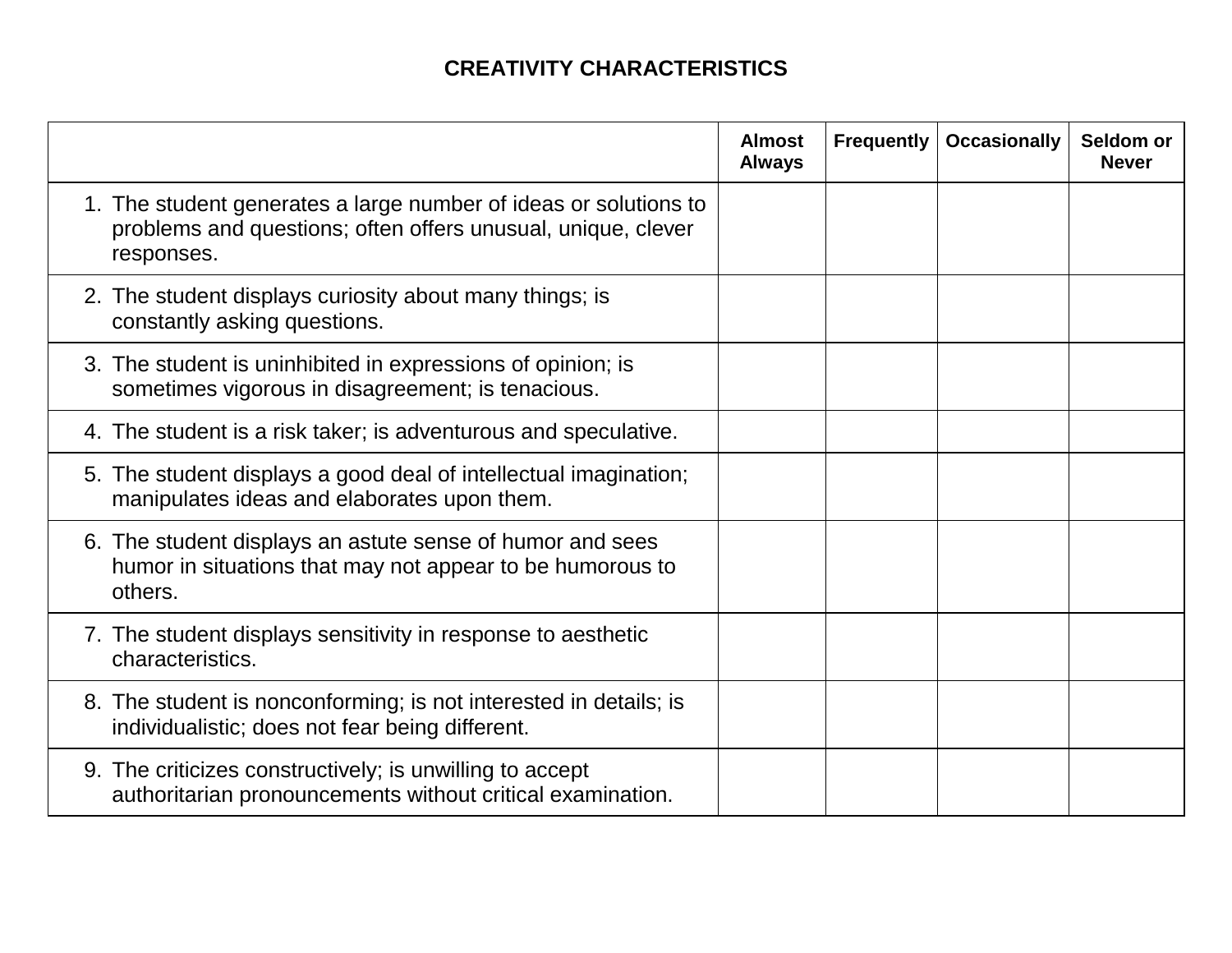# CREATIVITY CHARACTERISTICS

| | Almost Always | Frequently | Occasionally | Seldom or Never |
|---|---|---|---|---|
| 1. The student generates a large number of ideas or solutions to problems and questions; often offers unusual, unique, clever responses. | | | | |
| 2. The student displays curiosity about many things; is constantly asking questions. | | | | |
| 3. The student is uninhibited in expressions of opinion; is sometimes vigorous in disagreement; is tenacious. | | | | |
| 4. The student is a risk taker; is adventurous and speculative. | | | | |
| 5. The student displays a good deal of intellectual imagination; manipulates ideas and elaborates upon them. | | | | |
| 6. The student displays an astute sense of humor and sees humor in situations that may not appear to be humorous to others. | | | | |
| 7. The student displays sensitivity in response to aesthetic characteristics. | | | | |
| 8. The student is nonconforming; is not interested in details; is individualistic; does not fear being different. | | | | |
| 9. The criticizes constructively; is unwilling to accept authoritarian pronouncements without critical examination. | | | | |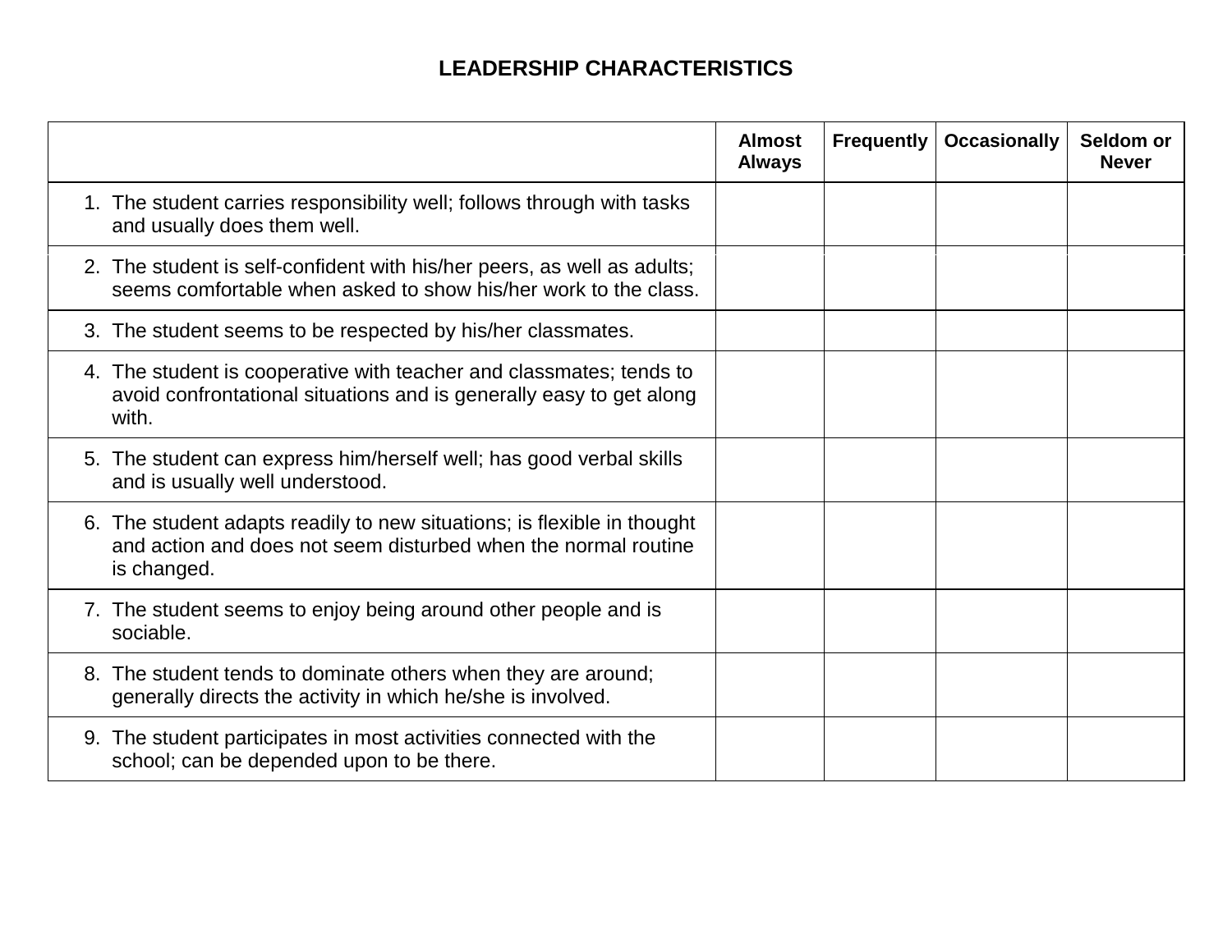# LEADERSHIP CHARACTERISTICS

| | Almost Always | Frequently | Occasionally | Seldom or Never |
|---|---|---|---|---|
| 1. The student carries responsibility well; follows through with tasks and usually does them well. | | | | |
| 2. The student is self-confident with his/her peers, as well as adults; seems comfortable when asked to show his/her work to the class. | | | | |
| 3. The student seems to be respected by his/her classmates. | | | | |
| 4. The student is cooperative with teacher and classmates; tends to avoid confrontational situations and is generally easy to get along with. | | | | |
| 5. The student can express him/herself well; has good verbal skills and is usually well understood. | | | | |
| 6. The student adapts readily to new situations; is flexible in thought and action and does not seem disturbed when the normal routine is changed. | | | | |
| 7. The student seems to enjoy being around other people and is sociable. | | | | |
| 8. The student tends to dominate others when they are around; generally directs the activity in which he/she is involved. | | | | |
| 9. The student participates in most activities connected with the school; can be depended upon to be there. | | | | |